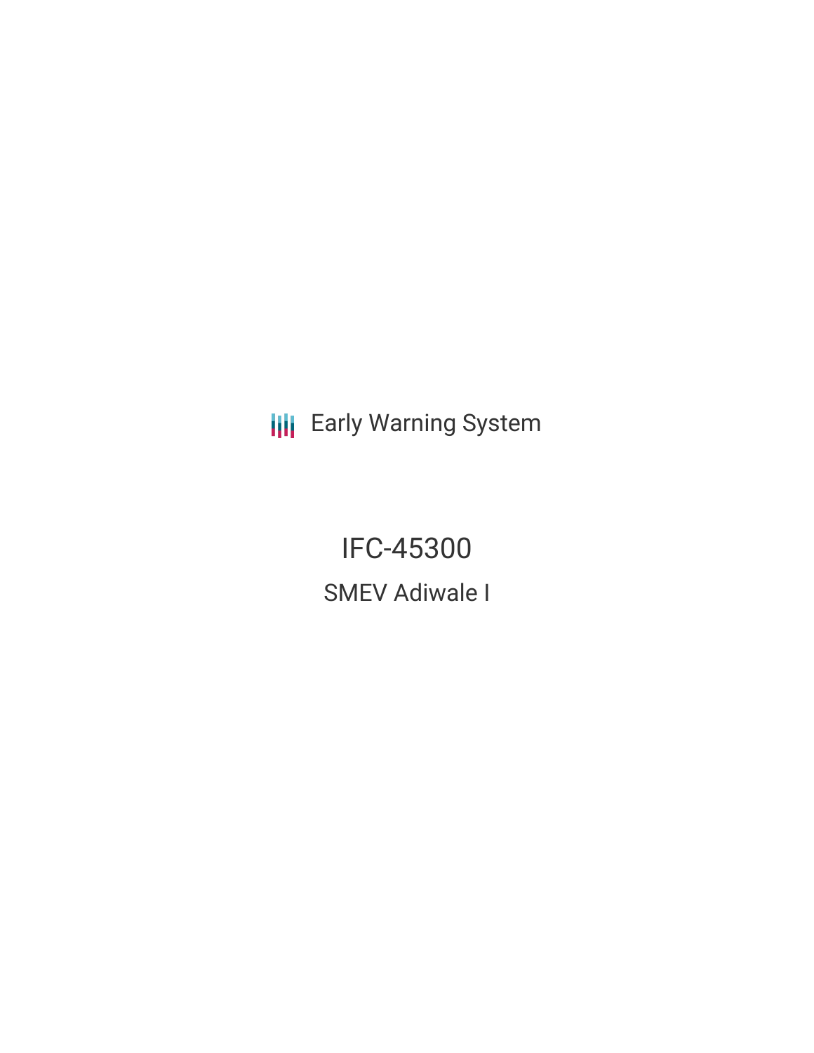Early Warning System

# IFC-45300

## SMEV Adiwale I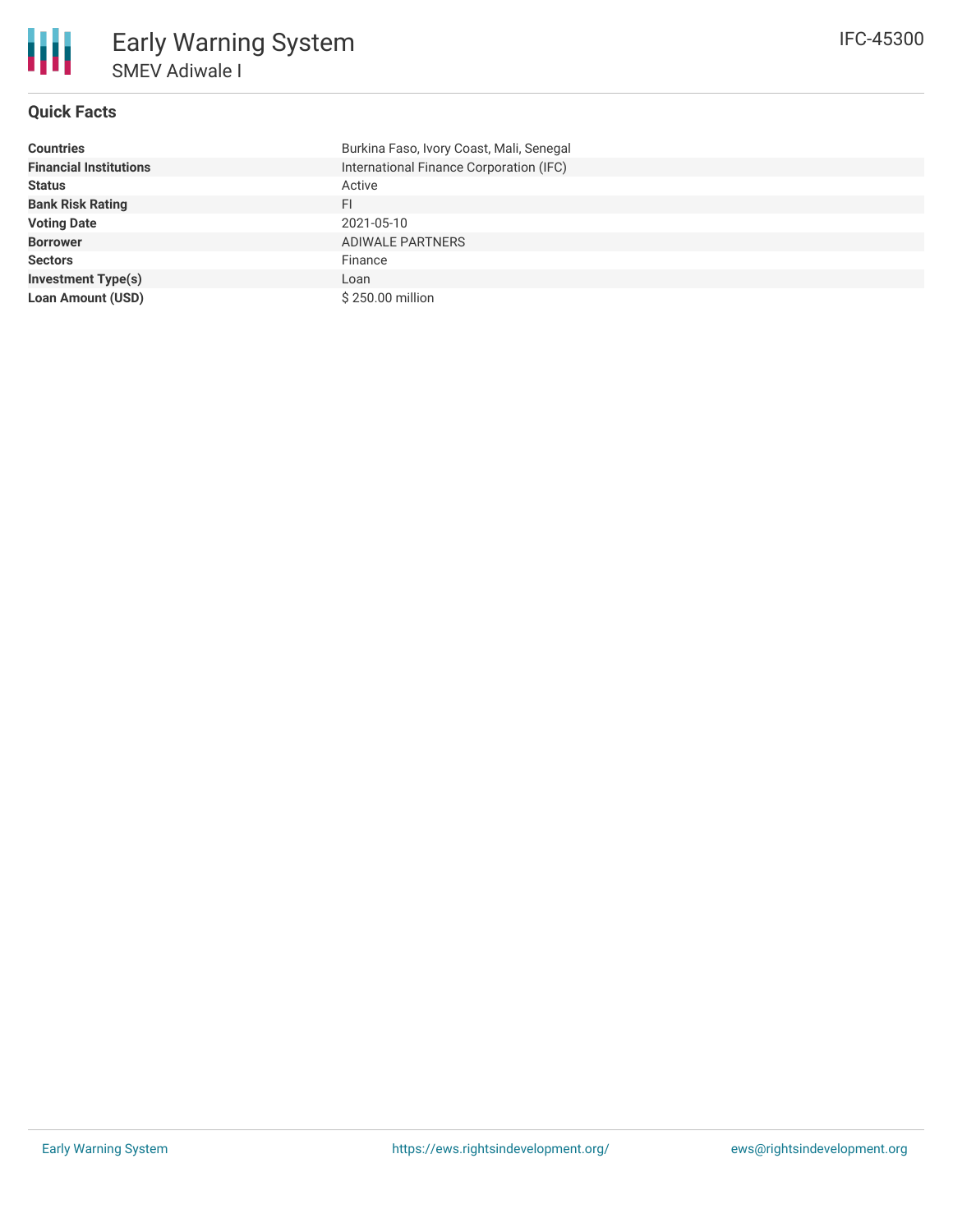# Early Warning System

## SMEV Adiwale I

IFC-45300

### Quick Facts

| | |
|---|---|
| **Countries** | Burkina Faso, Ivory Coast, Mali, Senegal |
| **Financial Institutions** | International Finance Corporation (IFC) |
| **Status** | Active |
| **Bank Risk Rating** | FI |
| **Voting Date** | 2021-05-10 |
| **Borrower** | ADIWALE PARTNERS |
| **Sectors** | Finance |
| **Investment Type(s)** | Loan |
| **Loan Amount (USD)** | $ 250.00 million |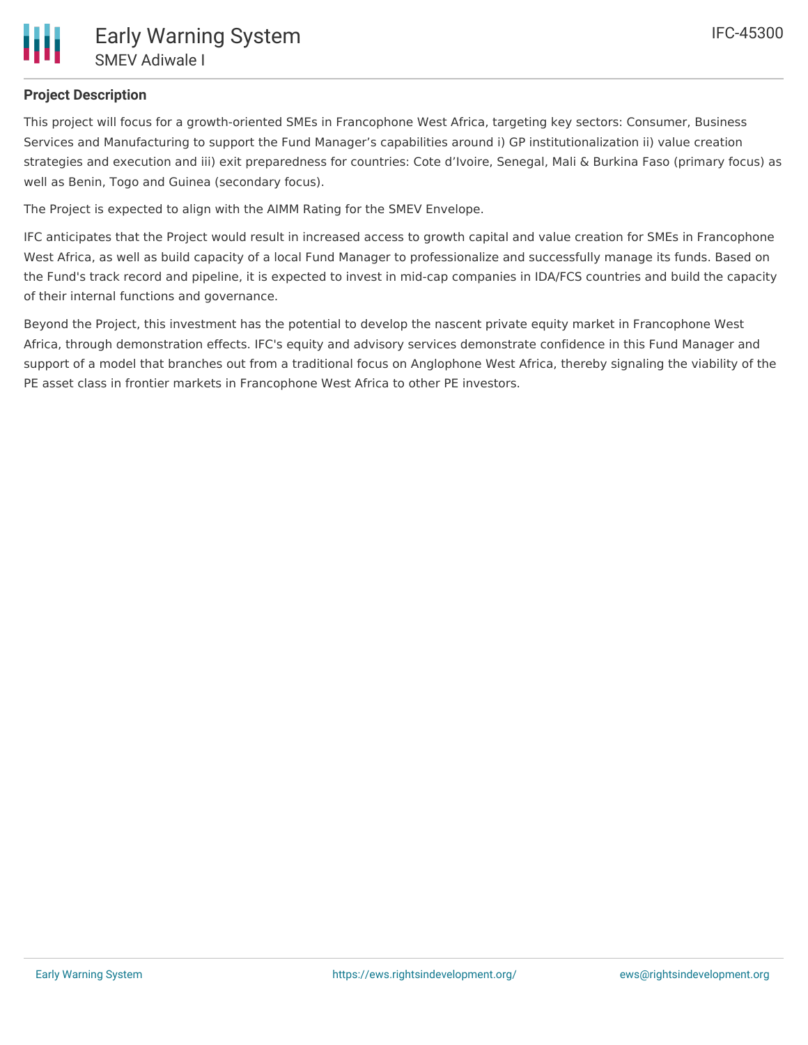**Project Description**

This project will focus for a growth-oriented SMEs in Francophone West Africa, targeting key sectors: Consumer, Business Services and Manufacturing to support the Fund Manager's capabilities around i) GP institutionalization ii) value creation strategies and execution and iii) exit preparedness for countries: Cote d'Ivoire, Senegal, Mali & Burkina Faso (primary focus) as well as Benin, Togo and Guinea (secondary focus).

The Project is expected to align with the AIMM Rating for the SMEV Envelope.

IFC anticipates that the Project would result in increased access to growth capital and value creation for SMEs in Francophone West Africa, as well as build capacity of a local Fund Manager to professionalize and successfully manage its funds. Based on the Fund's track record and pipeline, it is expected to invest in mid-cap companies in IDA/FCS countries and build the capacity of their internal functions and governance.

Beyond the Project, this investment has the potential to develop the nascent private equity market in Francophone West Africa, through demonstration effects. IFC's equity and advisory services demonstrate confidence in this Fund Manager and support of a model that branches out from a traditional focus on Anglophone West Africa, thereby signaling the viability of the PE asset class in frontier markets in Francophone West Africa to other PE investors.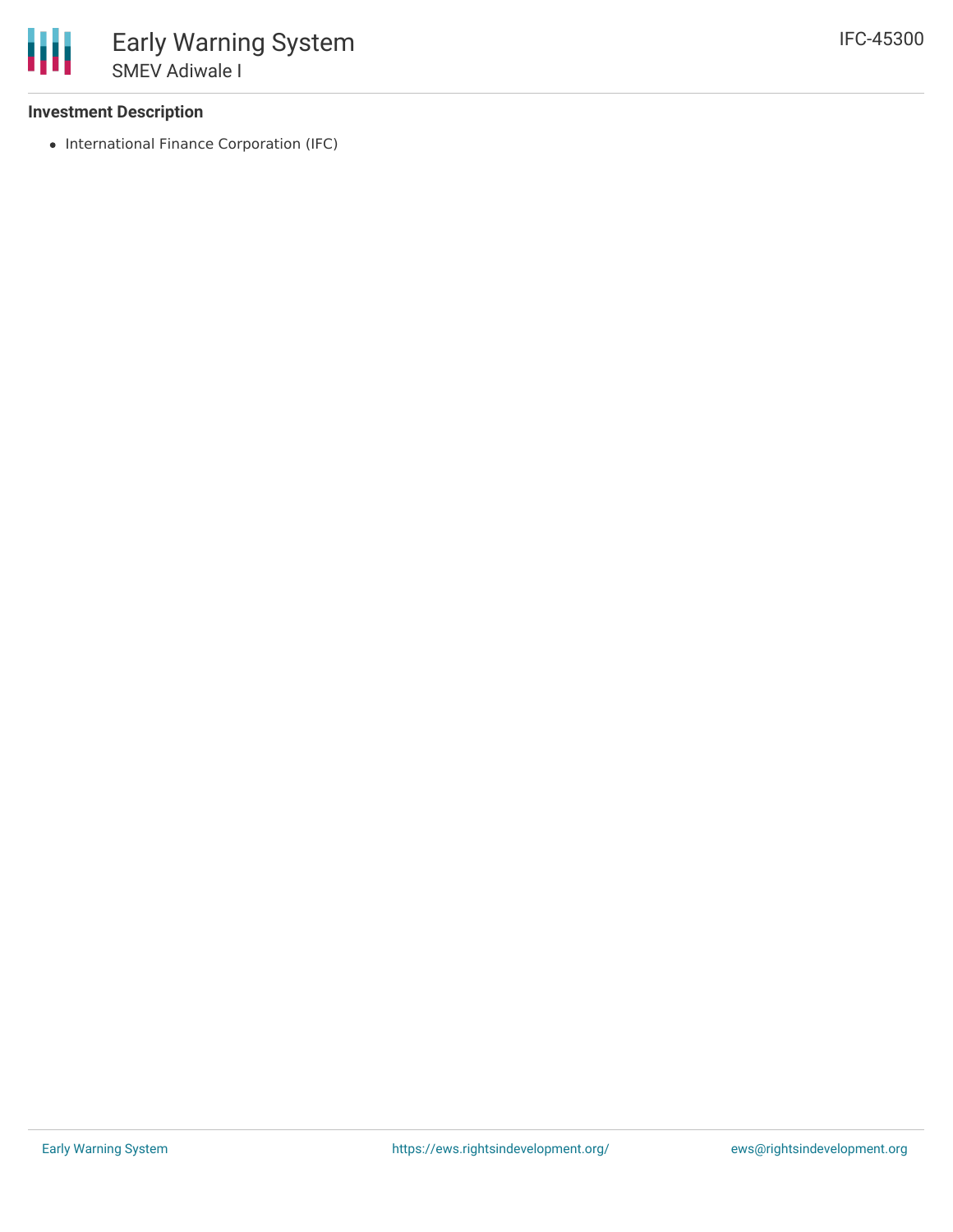### Investment Description

- International Finance Corporation (IFC)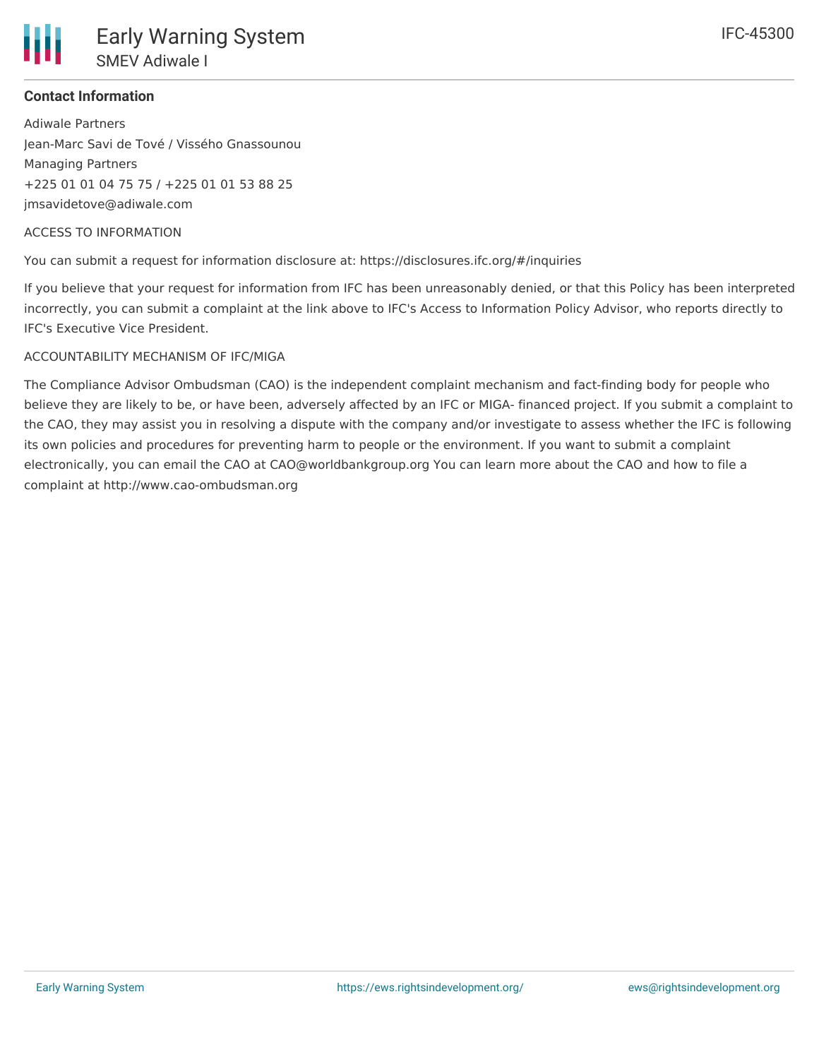**Contact Information**

Adiwale Partners
Jean-Marc Savi de Tové / Vissého Gnassounou
Managing Partners
+225 01 01 04 75 75 / +225 01 01 53 88 25
jmsavidetove@adiwale.com

ACCESS TO INFORMATION

You can submit a request for information disclosure at: https://disclosures.ifc.org/#/inquiries

If you believe that your request for information from IFC has been unreasonably denied, or that this Policy has been interpreted incorrectly, you can submit a complaint at the link above to IFC's Access to Information Policy Advisor, who reports directly to IFC's Executive Vice President.

ACCOUNTABILITY MECHANISM OF IFC/MIGA

The Compliance Advisor Ombudsman (CAO) is the independent complaint mechanism and fact-finding body for people who believe they are likely to be, or have been, adversely affected by an IFC or MIGA- financed project. If you submit a complaint to the CAO, they may assist you in resolving a dispute with the company and/or investigate to assess whether the IFC is following its own policies and procedures for preventing harm to people or the environment. If you want to submit a complaint electronically, you can email the CAO at CAO@worldbankgroup.org You can learn more about the CAO and how to file a complaint at http://www.cao-ombudsman.org